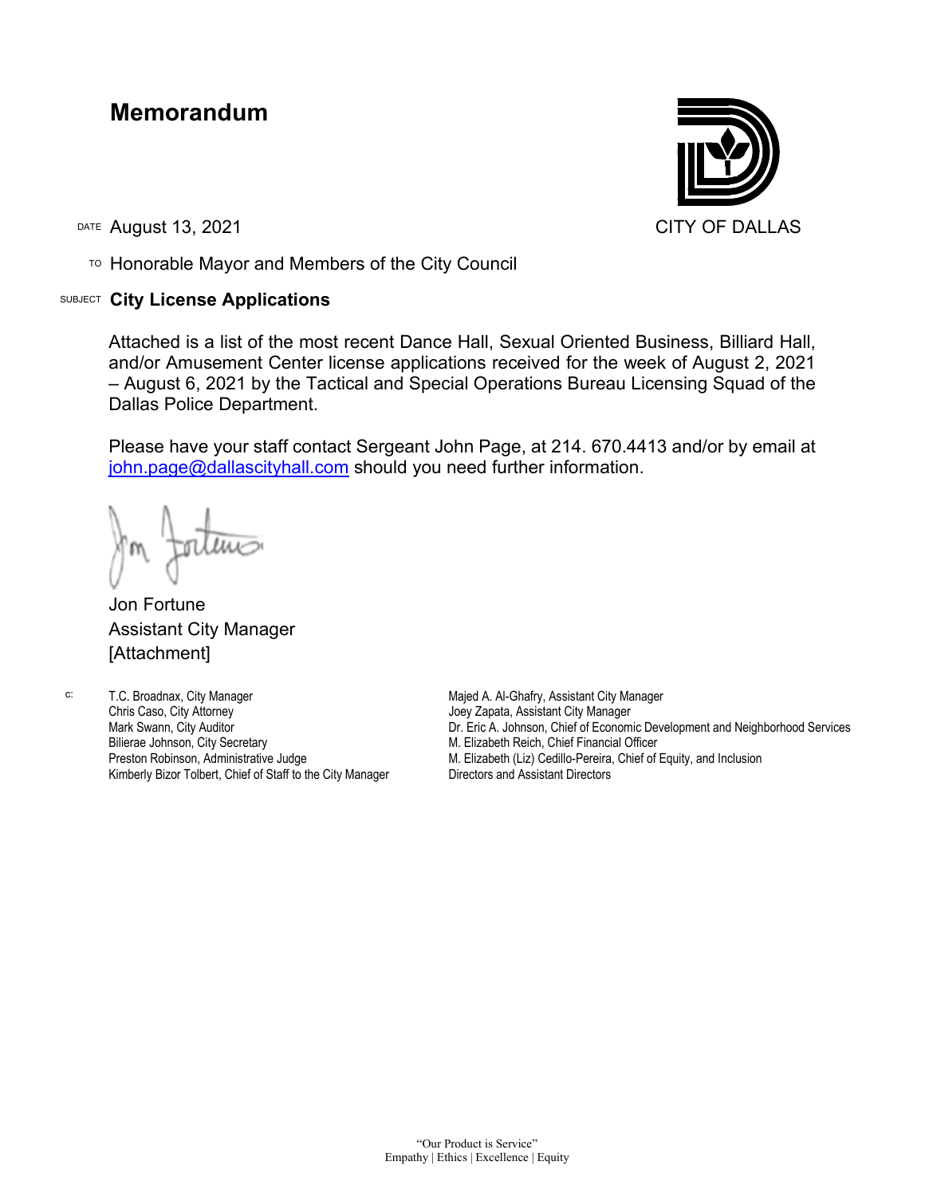# Memorandum

CITY OF DALLAS

DATE August 13, 2021

TO Honorable Mayor and Members of the City Council

SUBJECT **City License Applications**

Attached is a list of the most recent Dance Hall, Sexual Oriented Business, Billiard Hall, and/or Amusement Center license applications received for the week of August 2, 2021 – August 6, 2021 by the Tactical and Special Operations Bureau Licensing Squad of the Dallas Police Department.

Please have your staff contact Sergeant John Page, at 214. 670.4413 and/or by email at john.page@dallascityhall.com should you need further information.

Jon Fortune
Assistant City Manager
[Attachment]

c:
T.C. Broadnax, City Manager
Chris Caso, City Attorney
Mark Swann, City Auditor
Bilierae Johnson, City Secretary
Preston Robinson, Administrative Judge
Kimberly Bizor Tolbert, Chief of Staff to the City Manager
Majed A. Al-Ghafry, Assistant City Manager
Joey Zapata, Assistant City Manager
Dr. Eric A. Johnson, Chief of Economic Development and Neighborhood Services
M. Elizabeth Reich, Chief Financial Officer
M. Elizabeth (Liz) Cedillo-Pereira, Chief of Equity, and Inclusion
Directors and Assistant Directors

"Our Product is Service"
Empathy | Ethics | Excellence | Equity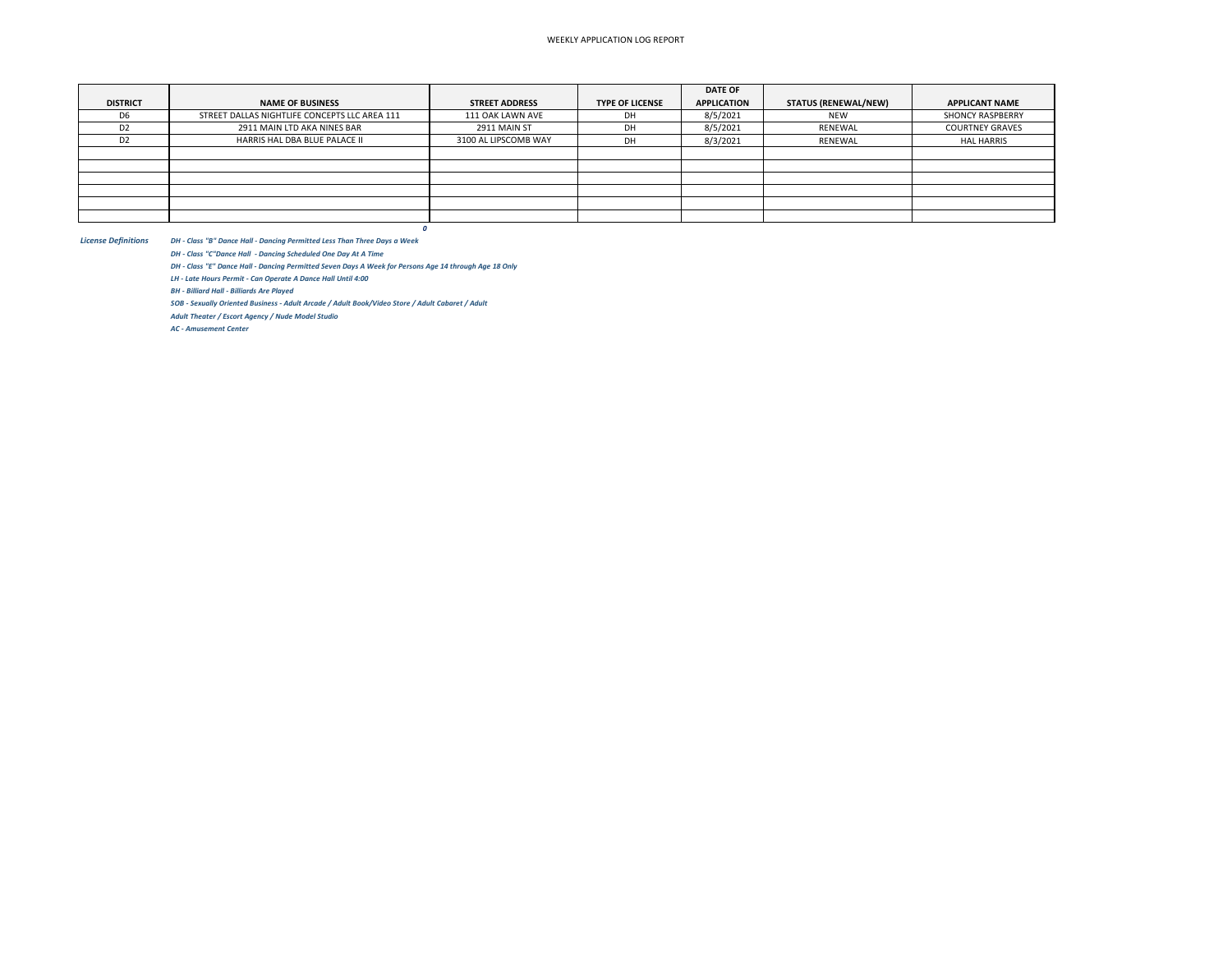WEEKLY APPLICATION LOG REPORT

| DISTRICT | NAME OF BUSINESS | STREET ADDRESS | TYPE OF LICENSE | DATE OF APPLICATION | STATUS (RENEWAL/NEW) | APPLICANT NAME |
|---|---|---|---|---|---|---|
| D6 | STREET DALLAS NIGHTLIFE CONCEPTS LLC AREA 111 | 111 OAK LAWN AVE | DH | 8/5/2021 | NEW | SHONCY RASPBERRY |
| D2 | 2911 MAIN LTD AKA NINES BAR | 2911 MAIN ST | DH | 8/5/2021 | RENEWAL | COURTNEY GRAVES |
| D2 | HARRIS HAL DBA BLUE PALACE II | 3100 AL LIPSCOMB WAY | DH | 8/3/2021 | RENEWAL | HAL HARRIS |
| | | | | | | |
| | | | | | | |
| | | | | | | |
| | | | | | | |
| | | | | | | |
| | | | | | | |

*0*

*License Definitions*

*DH - Class "B" Dance Hall - Dancing Permitted Less Than Three Days a Week*

*DH - Class "C"Dance Hall - Dancing Scheduled One Day At A Time*

*DH - Class "E" Dance Hall - Dancing Permitted Seven Days A Week for Persons Age 14 through Age 18 Only*

*LH - Late Hours Permit - Can Operate A Dance Hall Until 4:00*

*BH - Billiard Hall - Billiards Are Played*

*SOB - Sexually Oriented Business - Adult Arcade / Adult Book/Video Store / Adult Cabaret / Adult*

*Adult Theater / Escort Agency / Nude Model Studio*

*AC - Amusement Center*